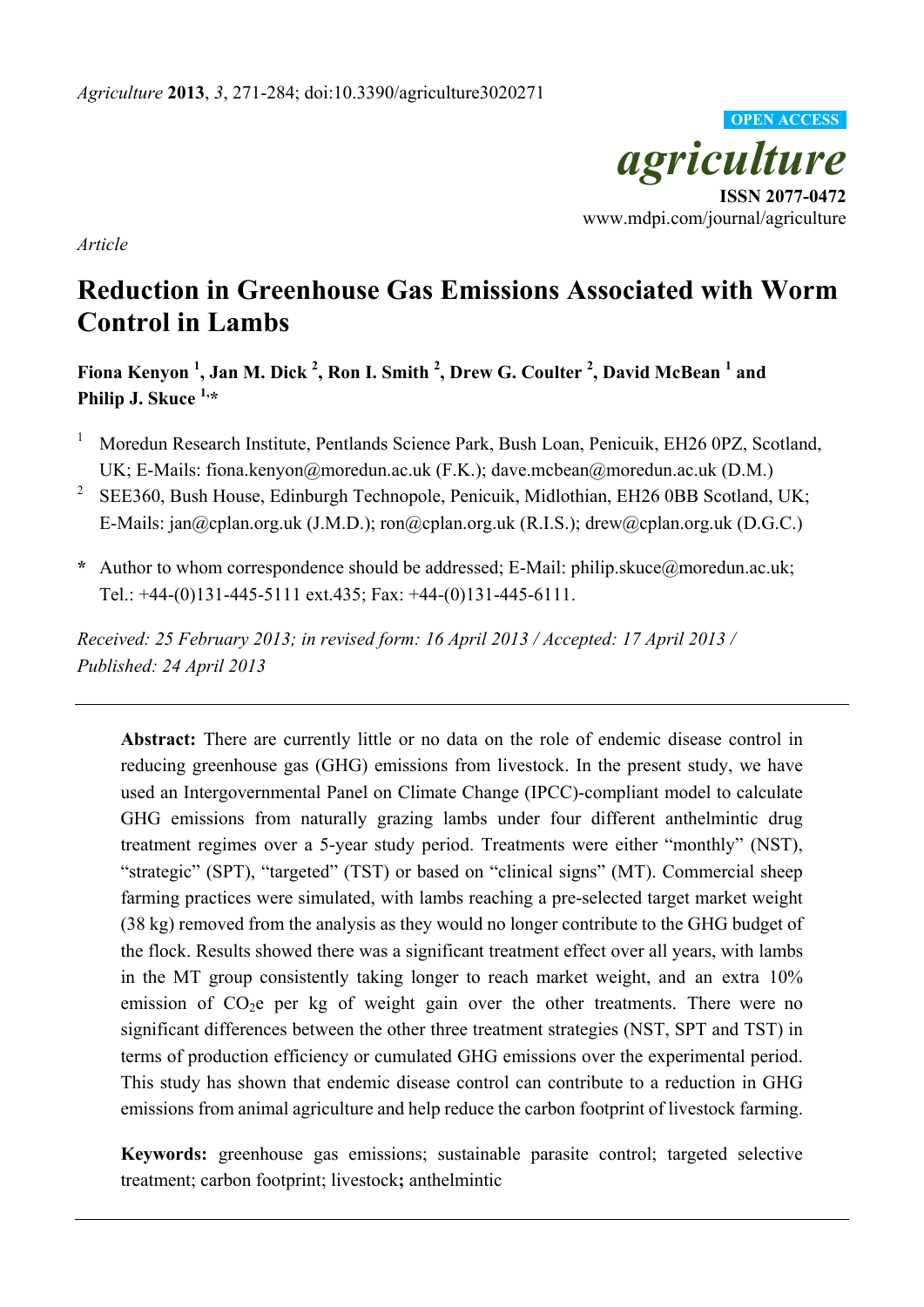*Agriculture* **2013**, *3*, 271-284; doi:10.3390/agriculture3020271

OPEN ACCESS

*agriculture*

**ISSN 2077-0472**

www.mdpi.com/journal/agriculture

*Article*

# Reduction in Greenhouse Gas Emissions Associated with Worm Control in Lambs

**Fiona Kenyon [1], Jan M. Dick [2], Ron I. Smith [2], Drew G. Coulter [2], David McBean [1] and Philip J. Skuce [1,*]**

[1] Moredun Research Institute, Pentlands Science Park, Bush Loan, Penicuik, EH26 0PZ, Scotland, UK; E-Mails: fiona.kenyon@moredun.ac.uk (F.K.); dave.mcbean@moredun.ac.uk (D.M.)

[2] SEE360, Bush House, Edinburgh Technopole, Penicuik, Midlothian, EH26 0BB Scotland, UK; E-Mails: jan@cplan.org.uk (J.M.D.); ron@cplan.org.uk (R.I.S.); drew@cplan.org.uk (D.G.C.)

**\*** Author to whom correspondence should be addressed; E-Mail: philip.skuce@moredun.ac.uk; Tel.: +44-(0)131-445-5111 ext.435; Fax: +44-(0)131-445-6111.

*Received: 25 February 2013; in revised form: 16 April 2013 / Accepted: 17 April 2013 / Published: 24 April 2013*

---

**Abstract:** There are currently little or no data on the role of endemic disease control in reducing greenhouse gas (GHG) emissions from livestock. In the present study, we have used an Intergovernmental Panel on Climate Change (IPCC)-compliant model to calculate GHG emissions from naturally grazing lambs under four different anthelmintic drug treatment regimes over a 5-year study period. Treatments were either "monthly" (NST), "strategic" (SPT), "targeted" (TST) or based on "clinical signs" (MT). Commercial sheep farming practices were simulated, with lambs reaching a pre-selected target market weight (38 kg) removed from the analysis as they would no longer contribute to the GHG budget of the flock. Results showed there was a significant treatment effect over all years, with lambs in the MT group consistently taking longer to reach market weight, and an extra 10% emission of $CO_2$e per kg of weight gain over the other treatments. There were no significant differences between the other three treatment strategies (NST, SPT and TST) in terms of production efficiency or cumulated GHG emissions over the experimental period. This study has shown that endemic disease control can contribute to a reduction in GHG emissions from animal agriculture and help reduce the carbon footprint of livestock farming.

**Keywords:** greenhouse gas emissions; sustainable parasite control; targeted selective treatment; carbon footprint; livestock**;** anthelmintic

---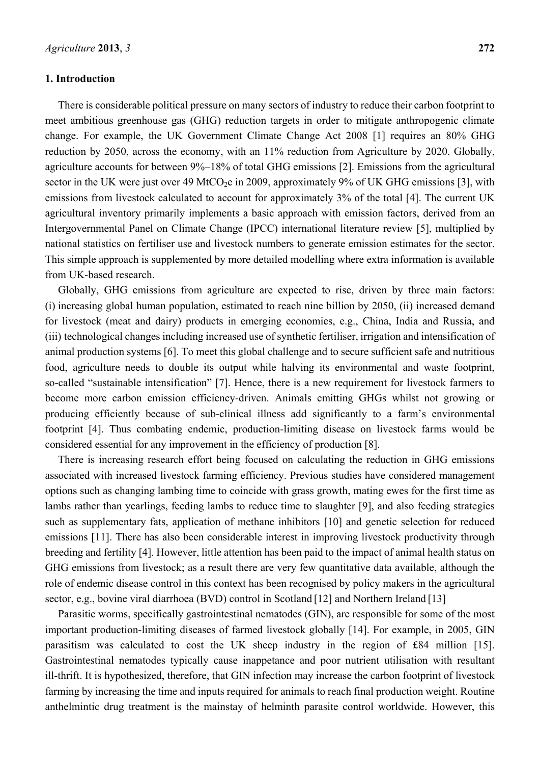## 1. Introduction

There is considerable political pressure on many sectors of industry to reduce their carbon footprint to meet ambitious greenhouse gas (GHG) reduction targets in order to mitigate anthropogenic climate change. For example, the UK Government Climate Change Act 2008 [1] requires an 80% GHG reduction by 2050, across the economy, with an 11% reduction from Agriculture by 2020. Globally, agriculture accounts for between 9%–18% of total GHG emissions [2]. Emissions from the agricultural sector in the UK were just over 49 $MtCO_2e$ in 2009, approximately 9% of UK GHG emissions [3], with emissions from livestock calculated to account for approximately 3% of the total [4]. The current UK agricultural inventory primarily implements a basic approach with emission factors, derived from an Intergovernmental Panel on Climate Change (IPCC) international literature review [5], multiplied by national statistics on fertiliser use and livestock numbers to generate emission estimates for the sector. This simple approach is supplemented by more detailed modelling where extra information is available from UK-based research.

Globally, GHG emissions from agriculture are expected to rise, driven by three main factors: (i) increasing global human population, estimated to reach nine billion by 2050, (ii) increased demand for livestock (meat and dairy) products in emerging economies, e.g., China, India and Russia, and (iii) technological changes including increased use of synthetic fertiliser, irrigation and intensification of animal production systems [6]. To meet this global challenge and to secure sufficient safe and nutritious food, agriculture needs to double its output while halving its environmental and waste footprint, so-called "sustainable intensification" [7]. Hence, there is a new requirement for livestock farmers to become more carbon emission efficiency-driven. Animals emitting GHGs whilst not growing or producing efficiently because of sub-clinical illness add significantly to a farm's environmental footprint [4]. Thus combating endemic, production-limiting disease on livestock farms would be considered essential for any improvement in the efficiency of production [8].

There is increasing research effort being focused on calculating the reduction in GHG emissions associated with increased livestock farming efficiency. Previous studies have considered management options such as changing lambing time to coincide with grass growth, mating ewes for the first time as lambs rather than yearlings, feeding lambs to reduce time to slaughter [9], and also feeding strategies such as supplementary fats, application of methane inhibitors [10] and genetic selection for reduced emissions [11]. There has also been considerable interest in improving livestock productivity through breeding and fertility [4]. However, little attention has been paid to the impact of animal health status on GHG emissions from livestock; as a result there are very few quantitative data available, although the role of endemic disease control in this context has been recognised by policy makers in the agricultural sector, e.g., bovine viral diarrhoea (BVD) control in Scotland [12] and Northern Ireland [13]

Parasitic worms, specifically gastrointestinal nematodes (GIN), are responsible for some of the most important production-limiting diseases of farmed livestock globally [14]. For example, in 2005, GIN parasitism was calculated to cost the UK sheep industry in the region of £84 million [15]. Gastrointestinal nematodes typically cause inappetance and poor nutrient utilisation with resultant ill-thrift. It is hypothesized, therefore, that GIN infection may increase the carbon footprint of livestock farming by increasing the time and inputs required for animals to reach final production weight. Routine anthelmintic drug treatment is the mainstay of helminth parasite control worldwide. However, this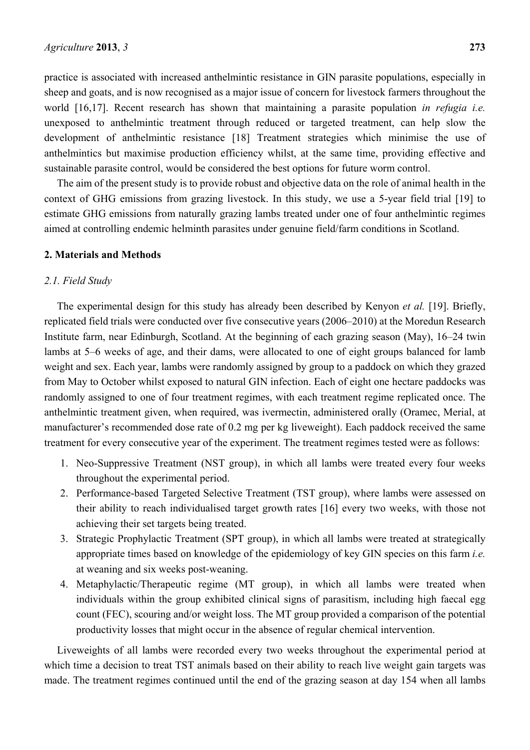practice is associated with increased anthelmintic resistance in GIN parasite populations, especially in sheep and goats, and is now recognised as a major issue of concern for livestock farmers throughout the world [16,17]. Recent research has shown that maintaining a parasite population *in refugia i.e.* unexposed to anthelmintic treatment through reduced or targeted treatment, can help slow the development of anthelmintic resistance [18] Treatment strategies which minimise the use of anthelmintics but maximise production efficiency whilst, at the same time, providing effective and sustainable parasite control, would be considered the best options for future worm control.

The aim of the present study is to provide robust and objective data on the role of animal health in the context of GHG emissions from grazing livestock. In this study, we use a 5-year field trial [19] to estimate GHG emissions from naturally grazing lambs treated under one of four anthelmintic regimes aimed at controlling endemic helminth parasites under genuine field/farm conditions in Scotland.

## 2. Materials and Methods

### 2.1. Field Study

The experimental design for this study has already been described by Kenyon *et al.* [19]. Briefly, replicated field trials were conducted over five consecutive years (2006–2010) at the Moredun Research Institute farm, near Edinburgh, Scotland. At the beginning of each grazing season (May), 16–24 twin lambs at 5–6 weeks of age, and their dams, were allocated to one of eight groups balanced for lamb weight and sex. Each year, lambs were randomly assigned by group to a paddock on which they grazed from May to October whilst exposed to natural GIN infection. Each of eight one hectare paddocks was randomly assigned to one of four treatment regimes, with each treatment regime replicated once. The anthelmintic treatment given, when required, was ivermectin, administered orally (Oramec, Merial, at manufacturer's recommended dose rate of 0.2 mg per kg liveweight). Each paddock received the same treatment for every consecutive year of the experiment. The treatment regimes tested were as follows:

1. Neo-Suppressive Treatment (NST group), in which all lambs were treated every four weeks throughout the experimental period.
2. Performance-based Targeted Selective Treatment (TST group), where lambs were assessed on their ability to reach individualised target growth rates [16] every two weeks, with those not achieving their set targets being treated.
3. Strategic Prophylactic Treatment (SPT group), in which all lambs were treated at strategically appropriate times based on knowledge of the epidemiology of key GIN species on this farm *i.e.* at weaning and six weeks post-weaning.
4. Metaphylactic/Therapeutic regime (MT group), in which all lambs were treated when individuals within the group exhibited clinical signs of parasitism, including high faecal egg count (FEC), scouring and/or weight loss. The MT group provided a comparison of the potential productivity losses that might occur in the absence of regular chemical intervention.

Liveweights of all lambs were recorded every two weeks throughout the experimental period at which time a decision to treat TST animals based on their ability to reach live weight gain targets was made. The treatment regimes continued until the end of the grazing season at day 154 when all lambs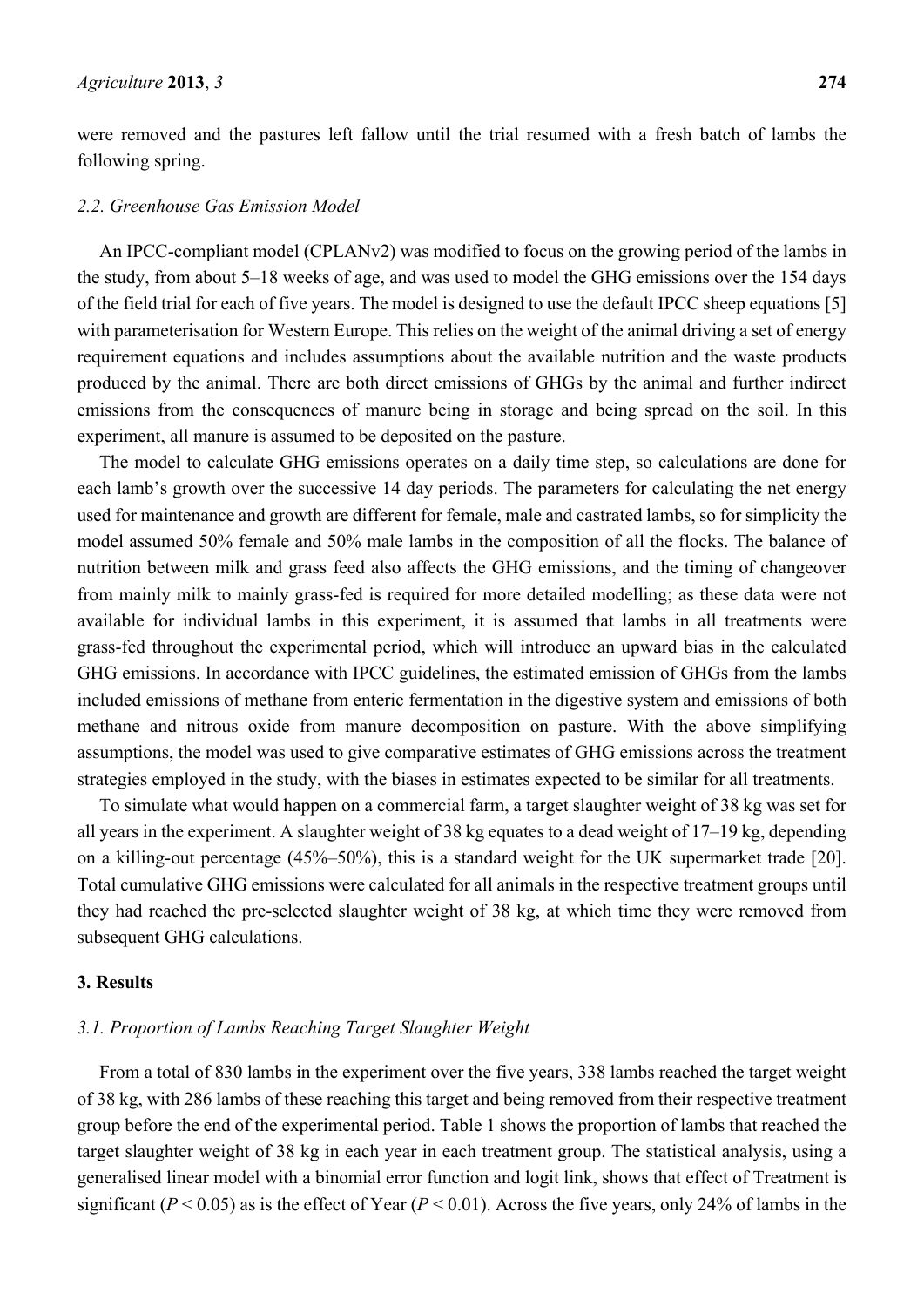were removed and the pastures left fallow until the trial resumed with a fresh batch of lambs the following spring.

### *2.2. Greenhouse Gas Emission Model*

An IPCC-compliant model (CPLANv2) was modified to focus on the growing period of the lambs in the study, from about 5–18 weeks of age, and was used to model the GHG emissions over the 154 days of the field trial for each of five years. The model is designed to use the default IPCC sheep equations [5] with parameterisation for Western Europe. This relies on the weight of the animal driving a set of energy requirement equations and includes assumptions about the available nutrition and the waste products produced by the animal. There are both direct emissions of GHGs by the animal and further indirect emissions from the consequences of manure being in storage and being spread on the soil. In this experiment, all manure is assumed to be deposited on the pasture.

The model to calculate GHG emissions operates on a daily time step, so calculations are done for each lamb's growth over the successive 14 day periods. The parameters for calculating the net energy used for maintenance and growth are different for female, male and castrated lambs, so for simplicity the model assumed 50% female and 50% male lambs in the composition of all the flocks. The balance of nutrition between milk and grass feed also affects the GHG emissions, and the timing of changeover from mainly milk to mainly grass-fed is required for more detailed modelling; as these data were not available for individual lambs in this experiment, it is assumed that lambs in all treatments were grass-fed throughout the experimental period, which will introduce an upward bias in the calculated GHG emissions. In accordance with IPCC guidelines, the estimated emission of GHGs from the lambs included emissions of methane from enteric fermentation in the digestive system and emissions of both methane and nitrous oxide from manure decomposition on pasture. With the above simplifying assumptions, the model was used to give comparative estimates of GHG emissions across the treatment strategies employed in the study, with the biases in estimates expected to be similar for all treatments.

To simulate what would happen on a commercial farm, a target slaughter weight of 38 kg was set for all years in the experiment. A slaughter weight of 38 kg equates to a dead weight of 17–19 kg, depending on a killing-out percentage (45%–50%), this is a standard weight for the UK supermarket trade [20]. Total cumulative GHG emissions were calculated for all animals in the respective treatment groups until they had reached the pre-selected slaughter weight of 38 kg, at which time they were removed from subsequent GHG calculations.

## 3. Results

### *3.1. Proportion of Lambs Reaching Target Slaughter Weight*

From a total of 830 lambs in the experiment over the five years, 338 lambs reached the target weight of 38 kg, with 286 lambs of these reaching this target and being removed from their respective treatment group before the end of the experimental period. Table 1 shows the proportion of lambs that reached the target slaughter weight of 38 kg in each year in each treatment group. The statistical analysis, using a generalised linear model with a binomial error function and logit link, shows that effect of Treatment is significant ($P < 0.05$) as is the effect of Year ($P < 0.01$). Across the five years, only 24% of lambs in the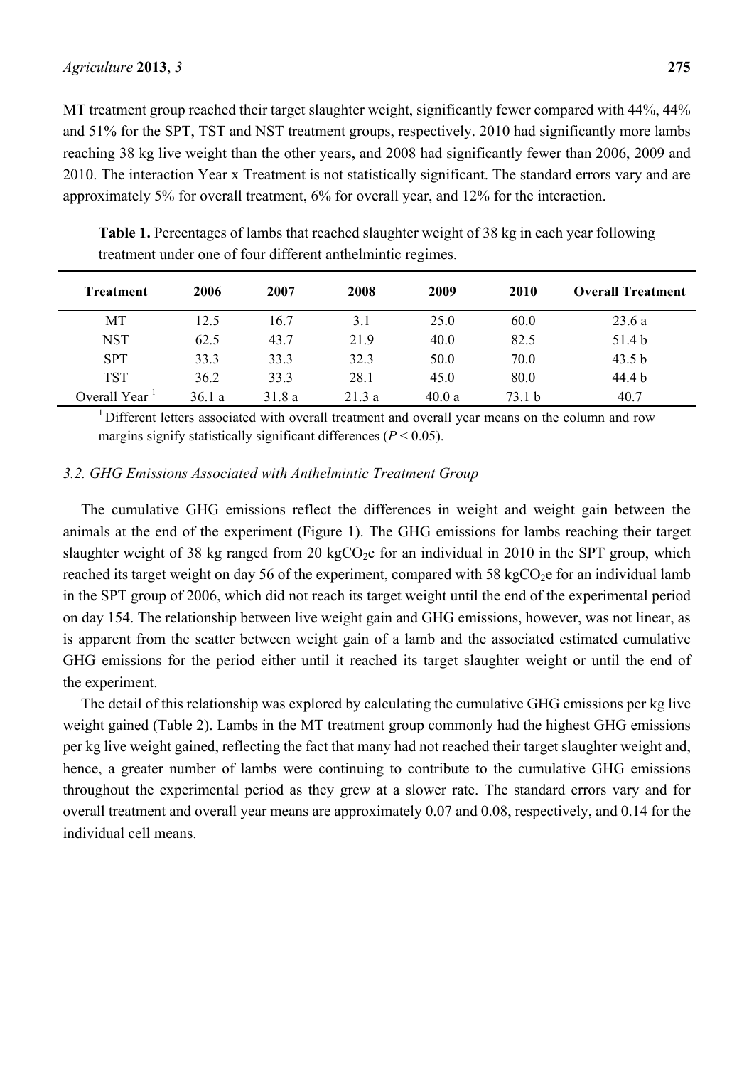MT treatment group reached their target slaughter weight, significantly fewer compared with 44%, 44% and 51% for the SPT, TST and NST treatment groups, respectively. 2010 had significantly more lambs reaching 38 kg live weight than the other years, and 2008 had significantly fewer than 2006, 2009 and 2010. The interaction Year x Treatment is not statistically significant. The standard errors vary and are approximately 5% for overall treatment, 6% for overall year, and 12% for the interaction.

**Table 1.** Percentages of lambs that reached slaughter weight of 38 kg in each year following treatment under one of four different anthelmintic regimes.

| Treatment | 2006 | 2007 | 2008 | 2009 | 2010 | Overall Treatment |
|---|---|---|---|---|---|---|
| MT | 12.5 | 16.7 | 3.1 | 25.0 | 60.0 | 23.6 a |
| NST | 62.5 | 43.7 | 21.9 | 40.0 | 82.5 | 51.4 b |
| SPT | 33.3 | 33.3 | 32.3 | 50.0 | 70.0 | 43.5 b |
| TST | 36.2 | 33.3 | 28.1 | 45.0 | 80.0 | 44.4 b |
| Overall Year [1] | 36.1 a | 31.8 a | 21.3 a | 40.0 a | 73.1 b | 40.7 |

[1] Different letters associated with overall treatment and overall year means on the column and row margins signify statistically significant differences ($P < 0.05$).

### 3.2. GHG Emissions Associated with Anthelmintic Treatment Group

The cumulative GHG emissions reflect the differences in weight and weight gain between the animals at the end of the experiment (Figure 1). The GHG emissions for lambs reaching their target slaughter weight of 38 kg ranged from 20 $kgCO_2e$ for an individual in 2010 in the SPT group, which reached its target weight on day 56 of the experiment, compared with 58 $kgCO_2e$ for an individual lamb in the SPT group of 2006, which did not reach its target weight until the end of the experimental period on day 154. The relationship between live weight gain and GHG emissions, however, was not linear, as is apparent from the scatter between weight gain of a lamb and the associated estimated cumulative GHG emissions for the period either until it reached its target slaughter weight or until the end of the experiment.

The detail of this relationship was explored by calculating the cumulative GHG emissions per kg live weight gained (Table 2). Lambs in the MT treatment group commonly had the highest GHG emissions per kg live weight gained, reflecting the fact that many had not reached their target slaughter weight and, hence, a greater number of lambs were continuing to contribute to the cumulative GHG emissions throughout the experimental period as they grew at a slower rate. The standard errors vary and for overall treatment and overall year means are approximately 0.07 and 0.08, respectively, and 0.14 for the individual cell means.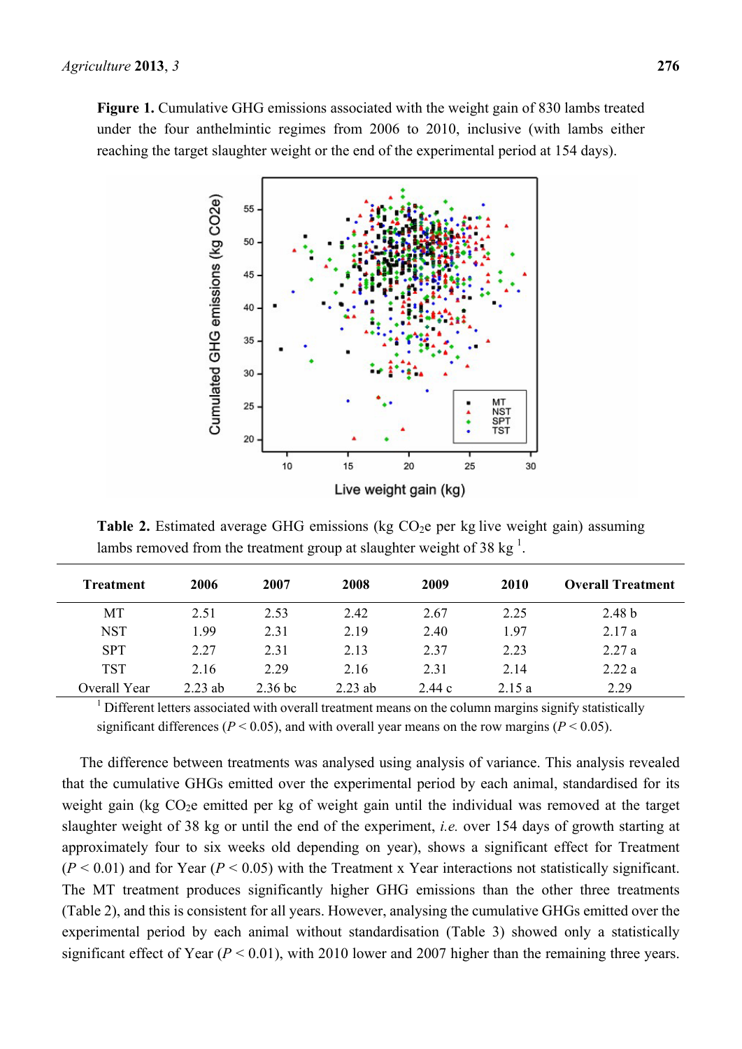**Figure 1.** Cumulative GHG emissions associated with the weight gain of 830 lambs treated under the four anthelmintic regimes from 2006 to 2010, inclusive (with lambs either reaching the target slaughter weight or the end of the experimental period at 154 days).

**Table 2.** Estimated average GHG emissions (kg $CO_2e$ per kg live weight gain) assuming lambs removed from the treatment group at slaughter weight of 38 kg [1].

| Treatment | 2006 | 2007 | 2008 | 2009 | 2010 | Overall Treatment |
|---|---|---|---|---|---|---|
| MT | 2.51 | 2.53 | 2.42 | 2.67 | 2.25 | 2.48 b |
| NST | 1.99 | 2.31 | 2.19 | 2.40 | 1.97 | 2.17 a |
| SPT | 2.27 | 2.31 | 2.13 | 2.37 | 2.23 | 2.27 a |
| TST | 2.16 | 2.29 | 2.16 | 2.31 | 2.14 | 2.22 a |
| Overall Year | 2.23 ab | 2.36 bc | 2.23 ab | 2.44 c | 2.15 a | 2.29 |

[1] Different letters associated with overall treatment means on the column margins signify statistically significant differences ($P < 0.05$), and with overall year means on the row margins ($P < 0.05$).

The difference between treatments was analysed using analysis of variance. This analysis revealed that the cumulative GHGs emitted over the experimental period by each animal, standardised for its weight gain (kg $CO_2e$ emitted per kg of weight gain until the individual was removed at the target slaughter weight of 38 kg or until the end of the experiment, *i.e.* over 154 days of growth starting at approximately four to six weeks old depending on year), shows a significant effect for Treatment ($P < 0.01$) and for Year ($P < 0.05$) with the Treatment x Year interactions not statistically significant. The MT treatment produces significantly higher GHG emissions than the other three treatments (Table 2), and this is consistent for all years. However, analysing the cumulative GHGs emitted over the experimental period by each animal without standardisation (Table 3) showed only a statistically significant effect of Year ($P < 0.01$), with 2010 lower and 2007 higher than the remaining three years.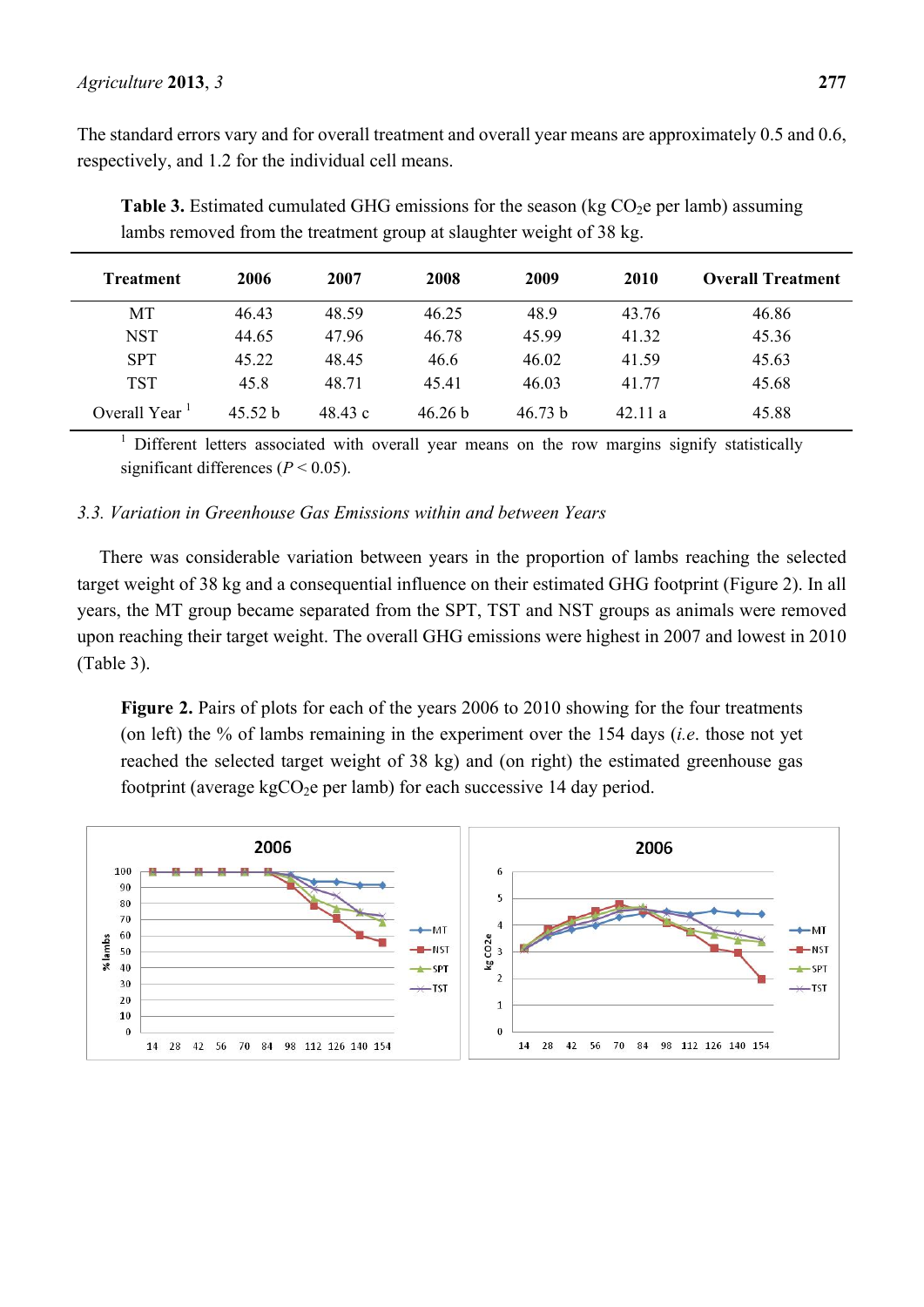The standard errors vary and for overall treatment and overall year means are approximately 0.5 and 0.6, respectively, and 1.2 for the individual cell means.

**Table 3.** Estimated cumulated GHG emissions for the season (kg $CO_2$e per lamb) assuming lambs removed from the treatment group at slaughter weight of 38 kg.

| Treatment | 2006 | 2007 | 2008 | 2009 | 2010 | Overall Treatment |
|---|---|---|---|---|---|---|
| MT | 46.43 | 48.59 | 46.25 | 48.9 | 43.76 | 46.86 |
| NST | 44.65 | 47.96 | 46.78 | 45.99 | 41.32 | 45.36 |
| SPT | 45.22 | 48.45 | 46.6 | 46.02 | 41.59 | 45.63 |
| TST | 45.8 | 48.71 | 45.41 | 46.03 | 41.77 | 45.68 |
| Overall Year [1] | 45.52 b | 48.43 c | 46.26 b | 46.73 b | 42.11 a | 45.88 |

[1] Different letters associated with overall year means on the row margins signify statistically significant differences ($P < 0.05$).

### 3.3. Variation in Greenhouse Gas Emissions within and between Years

There was considerable variation between years in the proportion of lambs reaching the selected target weight of 38 kg and a consequential influence on their estimated GHG footprint (Figure 2). In all years, the MT group became separated from the SPT, TST and NST groups as animals were removed upon reaching their target weight. The overall GHG emissions were highest in 2007 and lowest in 2010 (Table 3).

**Figure 2.** Pairs of plots for each of the years 2006 to 2010 showing for the four treatments (on left) the % of lambs remaining in the experiment over the 154 days (*i.e.* those not yet reached the selected target weight of 38 kg) and (on right) the estimated greenhouse gas footprint (average kg$CO_2$e per lamb) for each successive 14 day period.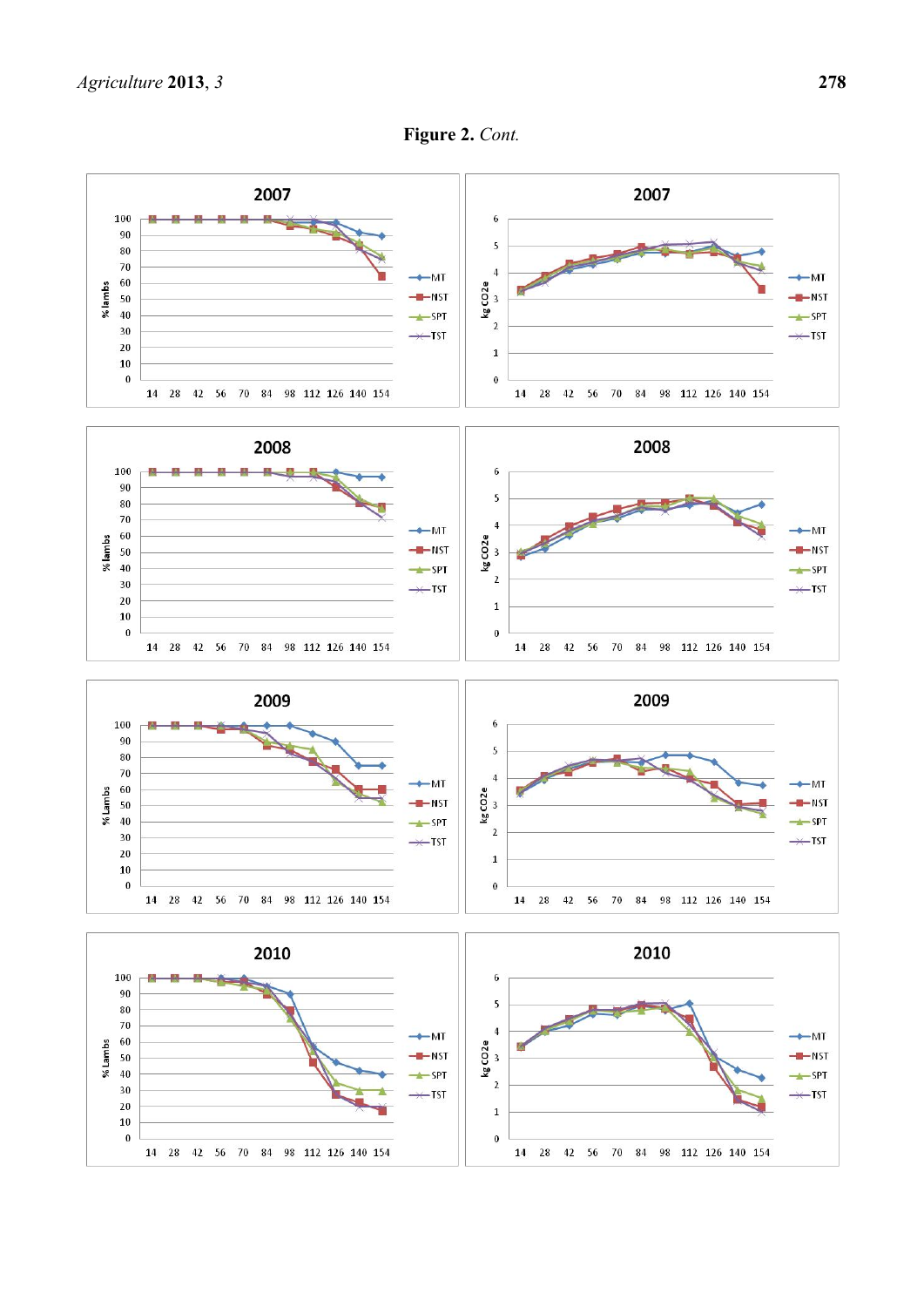**Figure 2.** *Cont.*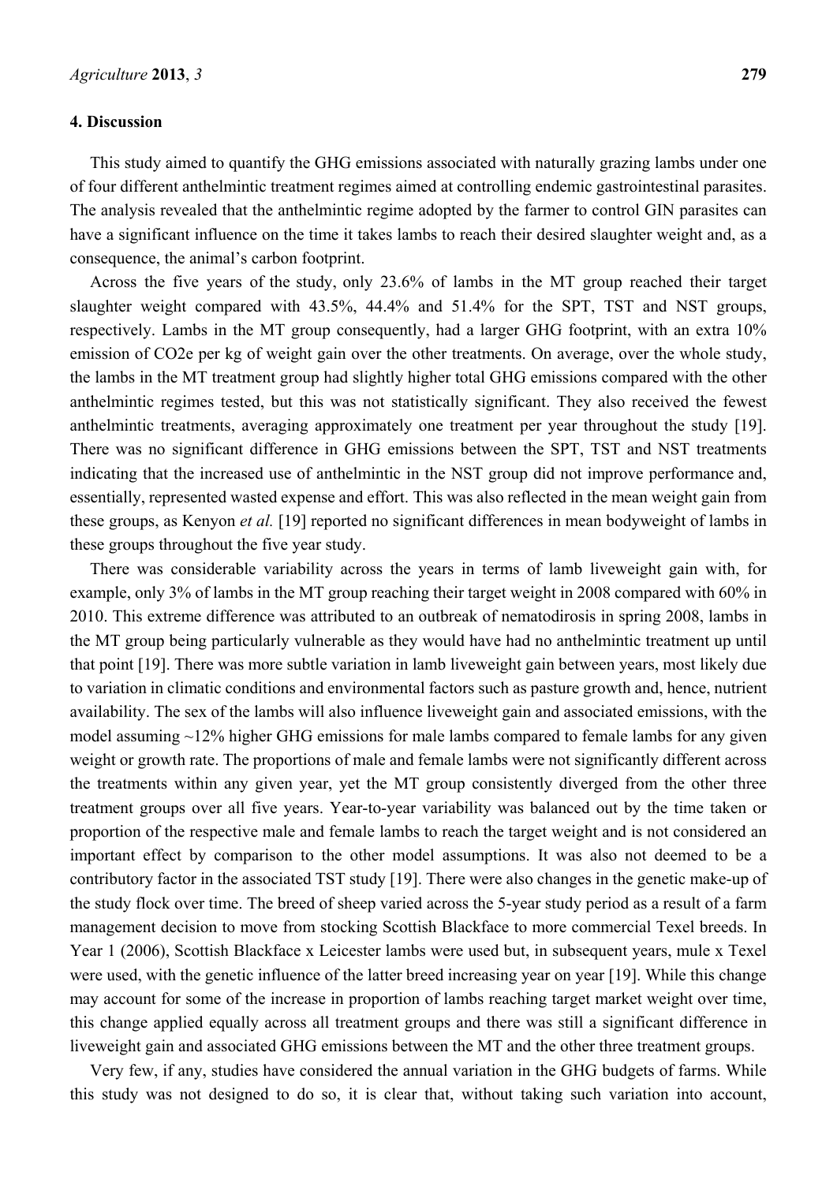## 4. Discussion

This study aimed to quantify the GHG emissions associated with naturally grazing lambs under one of four different anthelmintic treatment regimes aimed at controlling endemic gastrointestinal parasites. The analysis revealed that the anthelmintic regime adopted by the farmer to control GIN parasites can have a significant influence on the time it takes lambs to reach their desired slaughter weight and, as a consequence, the animal's carbon footprint.

Across the five years of the study, only 23.6% of lambs in the MT group reached their target slaughter weight compared with 43.5%, 44.4% and 51.4% for the SPT, TST and NST groups, respectively. Lambs in the MT group consequently, had a larger GHG footprint, with an extra 10% emission of $CO_2e$ per kg of weight gain over the other treatments. On average, over the whole study, the lambs in the MT treatment group had slightly higher total GHG emissions compared with the other anthelmintic regimes tested, but this was not statistically significant. They also received the fewest anthelmintic treatments, averaging approximately one treatment per year throughout the study [19]. There was no significant difference in GHG emissions between the SPT, TST and NST treatments indicating that the increased use of anthelmintic in the NST group did not improve performance and, essentially, represented wasted expense and effort. This was also reflected in the mean weight gain from these groups, as Kenyon *et al.* [19] reported no significant differences in mean bodyweight of lambs in these groups throughout the five year study.

There was considerable variability across the years in terms of lamb liveweight gain with, for example, only 3% of lambs in the MT group reaching their target weight in 2008 compared with 60% in 2010. This extreme difference was attributed to an outbreak of nematodirosis in spring 2008, lambs in the MT group being particularly vulnerable as they would have had no anthelmintic treatment up until that point [19]. There was more subtle variation in lamb liveweight gain between years, most likely due to variation in climatic conditions and environmental factors such as pasture growth and, hence, nutrient availability. The sex of the lambs will also influence liveweight gain and associated emissions, with the model assuming ~12% higher GHG emissions for male lambs compared to female lambs for any given weight or growth rate. The proportions of male and female lambs were not significantly different across the treatments within any given year, yet the MT group consistently diverged from the other three treatment groups over all five years. Year-to-year variability was balanced out by the time taken or proportion of the respective male and female lambs to reach the target weight and is not considered an important effect by comparison to the other model assumptions. It was also not deemed to be a contributory factor in the associated TST study [19]. There were also changes in the genetic make-up of the study flock over time. The breed of sheep varied across the 5-year study period as a result of a farm management decision to move from stocking Scottish Blackface to more commercial Texel breeds. In Year 1 (2006), Scottish Blackface x Leicester lambs were used but, in subsequent years, mule x Texel were used, with the genetic influence of the latter breed increasing year on year [19]. While this change may account for some of the increase in proportion of lambs reaching target market weight over time, this change applied equally across all treatment groups and there was still a significant difference in liveweight gain and associated GHG emissions between the MT and the other three treatment groups.

Very few, if any, studies have considered the annual variation in the GHG budgets of farms. While this study was not designed to do so, it is clear that, without taking such variation into account,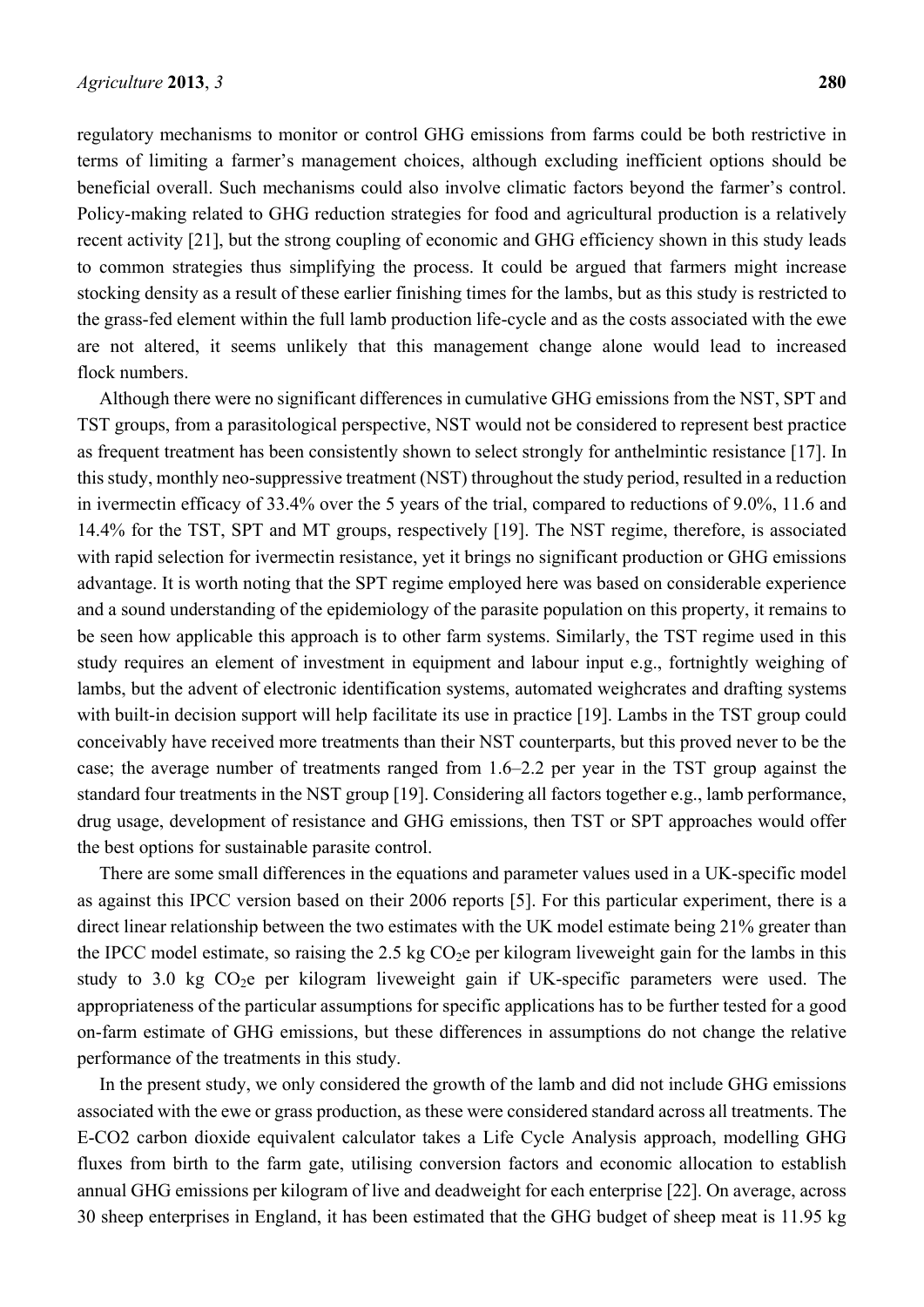regulatory mechanisms to monitor or control GHG emissions from farms could be both restrictive in terms of limiting a farmer's management choices, although excluding inefficient options should be beneficial overall. Such mechanisms could also involve climatic factors beyond the farmer's control. Policy-making related to GHG reduction strategies for food and agricultural production is a relatively recent activity [21], but the strong coupling of economic and GHG efficiency shown in this study leads to common strategies thus simplifying the process. It could be argued that farmers might increase stocking density as a result of these earlier finishing times for the lambs, but as this study is restricted to the grass-fed element within the full lamb production life-cycle and as the costs associated with the ewe are not altered, it seems unlikely that this management change alone would lead to increased flock numbers.

Although there were no significant differences in cumulative GHG emissions from the NST, SPT and TST groups, from a parasitological perspective, NST would not be considered to represent best practice as frequent treatment has been consistently shown to select strongly for anthelmintic resistance [17]. In this study, monthly neo-suppressive treatment (NST) throughout the study period, resulted in a reduction in ivermectin efficacy of 33.4% over the 5 years of the trial, compared to reductions of 9.0%, 11.6 and 14.4% for the TST, SPT and MT groups, respectively [19]. The NST regime, therefore, is associated with rapid selection for ivermectin resistance, yet it brings no significant production or GHG emissions advantage. It is worth noting that the SPT regime employed here was based on considerable experience and a sound understanding of the epidemiology of the parasite population on this property, it remains to be seen how applicable this approach is to other farm systems. Similarly, the TST regime used in this study requires an element of investment in equipment and labour input e.g., fortnightly weighing of lambs, but the advent of electronic identification systems, automated weighcrates and drafting systems with built-in decision support will help facilitate its use in practice [19]. Lambs in the TST group could conceivably have received more treatments than their NST counterparts, but this proved never to be the case; the average number of treatments ranged from 1.6–2.2 per year in the TST group against the standard four treatments in the NST group [19]. Considering all factors together e.g., lamb performance, drug usage, development of resistance and GHG emissions, then TST or SPT approaches would offer the best options for sustainable parasite control.

There are some small differences in the equations and parameter values used in a UK-specific model as against this IPCC version based on their 2006 reports [5]. For this particular experiment, there is a direct linear relationship between the two estimates with the UK model estimate being 21% greater than the IPCC model estimate, so raising the 2.5 kg $CO_2$e per kilogram liveweight gain for the lambs in this study to 3.0 kg $CO_2$e per kilogram liveweight gain if UK-specific parameters were used. The appropriateness of the particular assumptions for specific applications has to be further tested for a good on-farm estimate of GHG emissions, but these differences in assumptions do not change the relative performance of the treatments in this study.

In the present study, we only considered the growth of the lamb and did not include GHG emissions associated with the ewe or grass production, as these were considered standard across all treatments. The E-CO2 carbon dioxide equivalent calculator takes a Life Cycle Analysis approach, modelling GHG fluxes from birth to the farm gate, utilising conversion factors and economic allocation to establish annual GHG emissions per kilogram of live and deadweight for each enterprise [22]. On average, across 30 sheep enterprises in England, it has been estimated that the GHG budget of sheep meat is 11.95 kg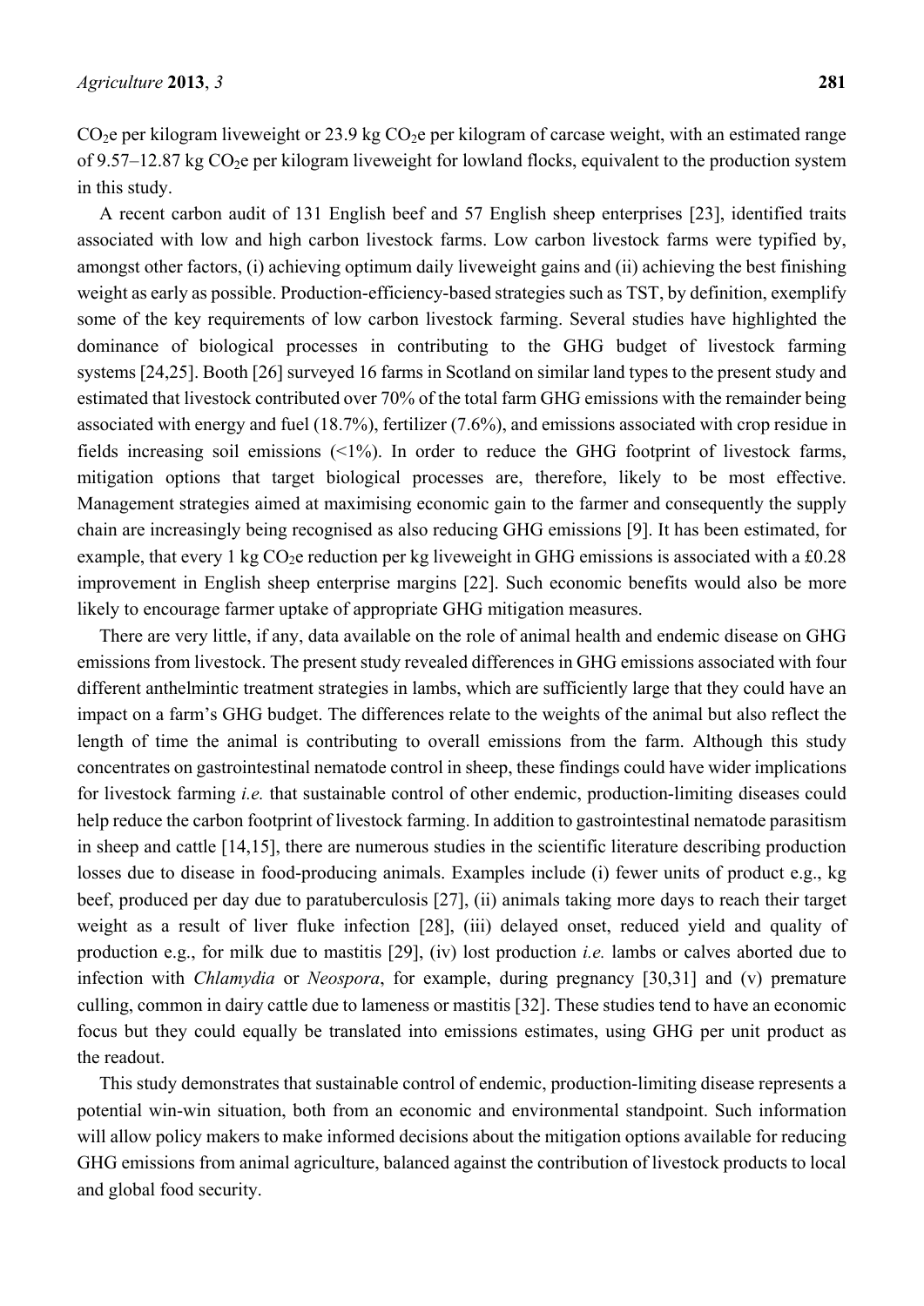$CO_2$e per kilogram liveweight or 23.9 kg $CO_2$e per kilogram of carcase weight, with an estimated range of 9.57–12.87 kg $CO_2$e per kilogram liveweight for lowland flocks, equivalent to the production system in this study.

A recent carbon audit of 131 English beef and 57 English sheep enterprises [23], identified traits associated with low and high carbon livestock farms. Low carbon livestock farms were typified by, amongst other factors, (i) achieving optimum daily liveweight gains and (ii) achieving the best finishing weight as early as possible. Production-efficiency-based strategies such as TST, by definition, exemplify some of the key requirements of low carbon livestock farming. Several studies have highlighted the dominance of biological processes in contributing to the GHG budget of livestock farming systems [24,25]. Booth [26] surveyed 16 farms in Scotland on similar land types to the present study and estimated that livestock contributed over 70% of the total farm GHG emissions with the remainder being associated with energy and fuel (18.7%), fertilizer (7.6%), and emissions associated with crop residue in fields increasing soil emissions (<1%). In order to reduce the GHG footprint of livestock farms, mitigation options that target biological processes are, therefore, likely to be most effective. Management strategies aimed at maximising economic gain to the farmer and consequently the supply chain are increasingly being recognised as also reducing GHG emissions [9]. It has been estimated, for example, that every 1 kg $CO_2$e reduction per kg liveweight in GHG emissions is associated with a £0.28 improvement in English sheep enterprise margins [22]. Such economic benefits would also be more likely to encourage farmer uptake of appropriate GHG mitigation measures.

There are very little, if any, data available on the role of animal health and endemic disease on GHG emissions from livestock. The present study revealed differences in GHG emissions associated with four different anthelmintic treatment strategies in lambs, which are sufficiently large that they could have an impact on a farm's GHG budget. The differences relate to the weights of the animal but also reflect the length of time the animal is contributing to overall emissions from the farm. Although this study concentrates on gastrointestinal nematode control in sheep, these findings could have wider implications for livestock farming *i.e.* that sustainable control of other endemic, production-limiting diseases could help reduce the carbon footprint of livestock farming. In addition to gastrointestinal nematode parasitism in sheep and cattle [14,15], there are numerous studies in the scientific literature describing production losses due to disease in food-producing animals. Examples include (i) fewer units of product e.g., kg beef, produced per day due to paratuberculosis [27], (ii) animals taking more days to reach their target weight as a result of liver fluke infection [28], (iii) delayed onset, reduced yield and quality of production e.g., for milk due to mastitis [29], (iv) lost production *i.e.* lambs or calves aborted due to infection with *Chlamydia* or *Neospora*, for example, during pregnancy [30,31] and (v) premature culling, common in dairy cattle due to lameness or mastitis [32]. These studies tend to have an economic focus but they could equally be translated into emissions estimates, using GHG per unit product as the readout.

This study demonstrates that sustainable control of endemic, production-limiting disease represents a potential win-win situation, both from an economic and environmental standpoint. Such information will allow policy makers to make informed decisions about the mitigation options available for reducing GHG emissions from animal agriculture, balanced against the contribution of livestock products to local and global food security.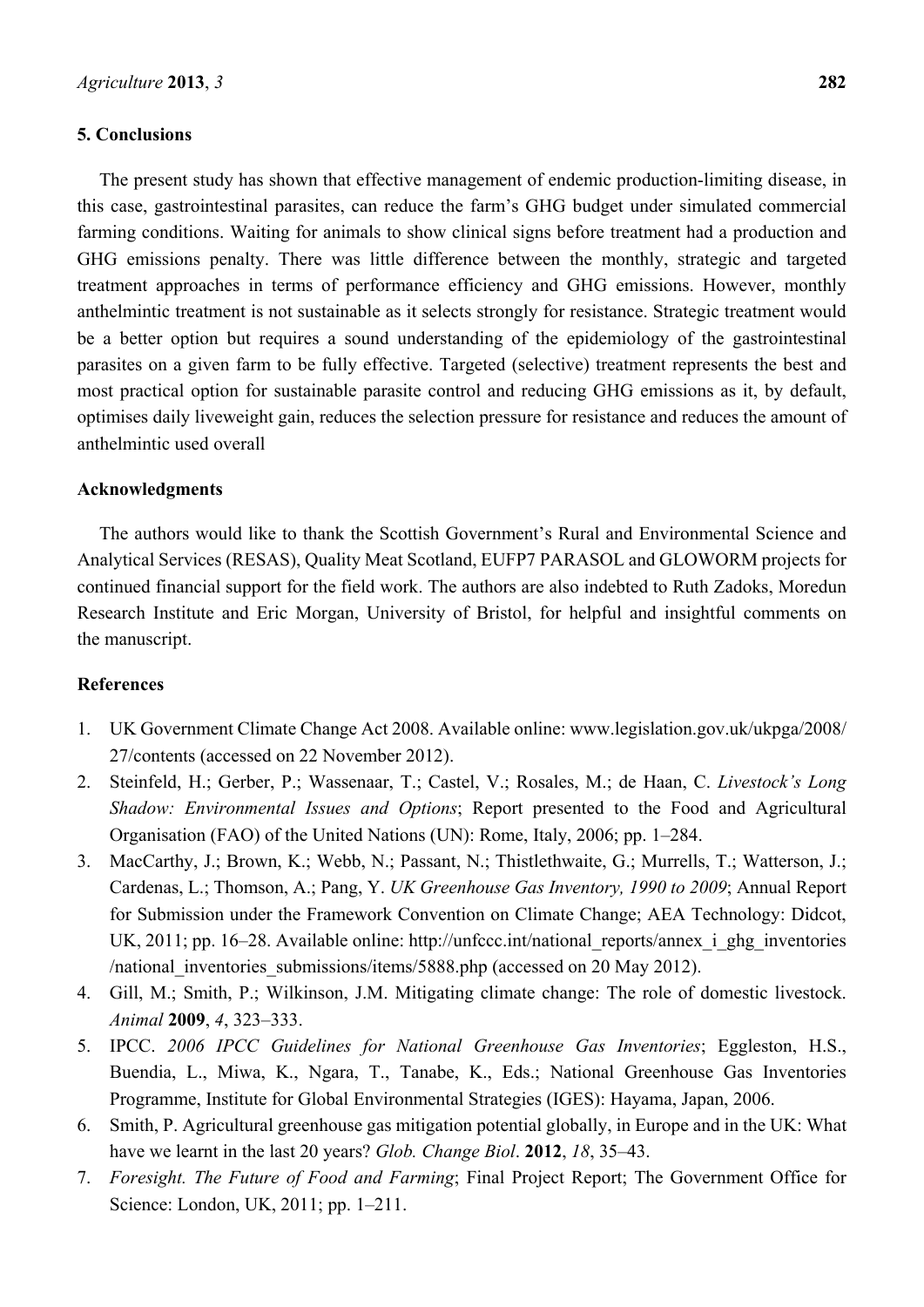## 5. Conclusions

The present study has shown that effective management of endemic production-limiting disease, in this case, gastrointestinal parasites, can reduce the farm's GHG budget under simulated commercial farming conditions. Waiting for animals to show clinical signs before treatment had a production and GHG emissions penalty. There was little difference between the monthly, strategic and targeted treatment approaches in terms of performance efficiency and GHG emissions. However, monthly anthelmintic treatment is not sustainable as it selects strongly for resistance. Strategic treatment would be a better option but requires a sound understanding of the epidemiology of the gastrointestinal parasites on a given farm to be fully effective. Targeted (selective) treatment represents the best and most practical option for sustainable parasite control and reducing GHG emissions as it, by default, optimises daily liveweight gain, reduces the selection pressure for resistance and reduces the amount of anthelmintic used overall

## Acknowledgments

The authors would like to thank the Scottish Government's Rural and Environmental Science and Analytical Services (RESAS), Quality Meat Scotland, EUFP7 PARASOL and GLOWORM projects for continued financial support for the field work. The authors are also indebted to Ruth Zadoks, Moredun Research Institute and Eric Morgan, University of Bristol, for helpful and insightful comments on the manuscript.

## References

1. UK Government Climate Change Act 2008. Available online: www.legislation.gov.uk/ukpga/2008/27/contents (accessed on 22 November 2012).
2. Steinfeld, H.; Gerber, P.; Wassenaar, T.; Castel, V.; Rosales, M.; de Haan, C. *Livestock's Long Shadow: Environmental Issues and Options*; Report presented to the Food and Agricultural Organisation (FAO) of the United Nations (UN): Rome, Italy, 2006; pp. 1–284.
3. MacCarthy, J.; Brown, K.; Webb, N.; Passant, N.; Thistlethwaite, G.; Murrells, T.; Watterson, J.; Cardenas, L.; Thomson, A.; Pang, Y. *UK Greenhouse Gas Inventory, 1990 to 2009*; Annual Report for Submission under the Framework Convention on Climate Change; AEA Technology: Didcot, UK, 2011; pp. 16–28. Available online: http://unfccc.int/national_reports/annex_i_ghg_inventories/national_inventories_submissions/items/5888.php (accessed on 20 May 2012).
4. Gill, M.; Smith, P.; Wilkinson, J.M. Mitigating climate change: The role of domestic livestock. *Animal* **2009**, *4*, 323–333.
5. IPCC. *2006 IPCC Guidelines for National Greenhouse Gas Inventories*; Eggleston, H.S., Buendia, L., Miwa, K., Ngara, T., Tanabe, K., Eds.; National Greenhouse Gas Inventories Programme, Institute for Global Environmental Strategies (IGES): Hayama, Japan, 2006.
6. Smith, P. Agricultural greenhouse gas mitigation potential globally, in Europe and in the UK: What have we learnt in the last 20 years? *Glob. Change Biol*. **2012**, *18*, 35–43.
7. *Foresight. The Future of Food and Farming*; Final Project Report; The Government Office for Science: London, UK, 2011; pp. 1–211.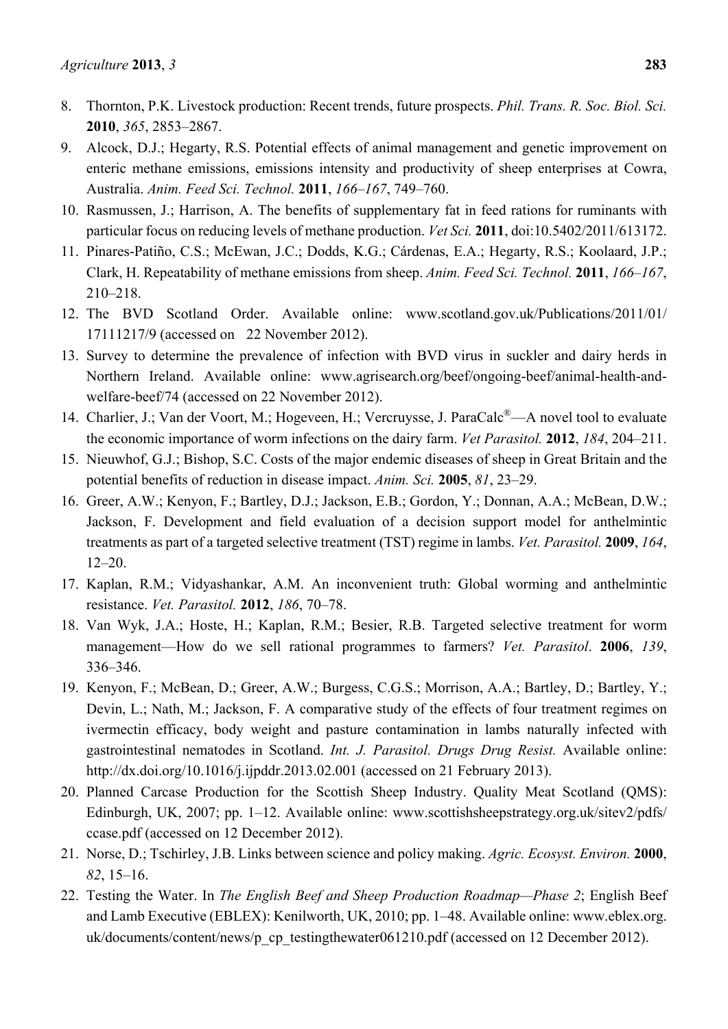8. Thornton, P.K. Livestock production: Recent trends, future prospects. *Phil. Trans. R. Soc. Biol. Sci.* **2010**, *365*, 2853–2867.
9. Alcock, D.J.; Hegarty, R.S. Potential effects of animal management and genetic improvement on enteric methane emissions, emissions intensity and productivity of sheep enterprises at Cowra, Australia. *Anim. Feed Sci. Technol.* **2011**, *166–167*, 749–760.
10. Rasmussen, J.; Harrison, A. The benefits of supplementary fat in feed rations for ruminants with particular focus on reducing levels of methane production. *Vet Sci.* **2011**, doi:10.5402/2011/613172.
11. Pinares-Patiño, C.S.; McEwan, J.C.; Dodds, K.G.; Cárdenas, E.A.; Hegarty, R.S.; Koolaard, J.P.; Clark, H. Repeatability of methane emissions from sheep. *Anim. Feed Sci. Technol.* **2011**, *166–167*, 210–218.
12. The BVD Scotland Order. Available online: www.scotland.gov.uk/Publications/2011/01/17111217/9 (accessed on 22 November 2012).
13. Survey to determine the prevalence of infection with BVD virus in suckler and dairy herds in Northern Ireland. Available online: www.agrisearch.org/beef/ongoing-beef/animal-health-and-welfare-beef/74 (accessed on 22 November 2012).
14. Charlier, J.; Van der Voort, M.; Hogeveen, H.; Vercruysse, J. ParaCalc®—A novel tool to evaluate the economic importance of worm infections on the dairy farm. *Vet Parasitol.* **2012**, *184*, 204–211.
15. Nieuwhof, G.J.; Bishop, S.C. Costs of the major endemic diseases of sheep in Great Britain and the potential benefits of reduction in disease impact. *Anim. Sci.* **2005**, *81*, 23–29.
16. Greer, A.W.; Kenyon, F.; Bartley, D.J.; Jackson, E.B.; Gordon, Y.; Donnan, A.A.; McBean, D.W.; Jackson, F. Development and field evaluation of a decision support model for anthelmintic treatments as part of a targeted selective treatment (TST) regime in lambs. *Vet. Parasitol.* **2009**, *164*, 12–20.
17. Kaplan, R.M.; Vidyashankar, A.M. An inconvenient truth: Global worming and anthelmintic resistance. *Vet. Parasitol.* **2012**, *186*, 70–78.
18. Van Wyk, J.A.; Hoste, H.; Kaplan, R.M.; Besier, R.B. Targeted selective treatment for worm management—How do we sell rational programmes to farmers? *Vet. Parasitol*. **2006**, *139*, 336–346.
19. Kenyon, F.; McBean, D.; Greer, A.W.; Burgess, C.G.S.; Morrison, A.A.; Bartley, D.; Bartley, Y.; Devin, L.; Nath, M.; Jackson, F. A comparative study of the effects of four treatment regimes on ivermectin efficacy, body weight and pasture contamination in lambs naturally infected with gastrointestinal nematodes in Scotland. *Int. J. Parasitol. Drugs Drug Resist.* Available online: http://dx.doi.org/10.1016/j.ijpddr.2013.02.001 (accessed on 21 February 2013).
20. Planned Carcase Production for the Scottish Sheep Industry. Quality Meat Scotland (QMS): Edinburgh, UK, 2007; pp. 1–12. Available online: www.scottishsheepstrategy.org.uk/sitev2/pdfs/ccase.pdf (accessed on 12 December 2012).
21. Norse, D.; Tschirley, J.B. Links between science and policy making. *Agric. Ecosyst. Environ.* **2000**, *82*, 15–16.
22. Testing the Water. In *The English Beef and Sheep Production Roadmap—Phase 2*; English Beef and Lamb Executive (EBLEX): Kenilworth, UK, 2010; pp. 1–48. Available online: www.eblex.org.uk/documents/content/news/p_cp_testingthewater061210.pdf (accessed on 12 December 2012).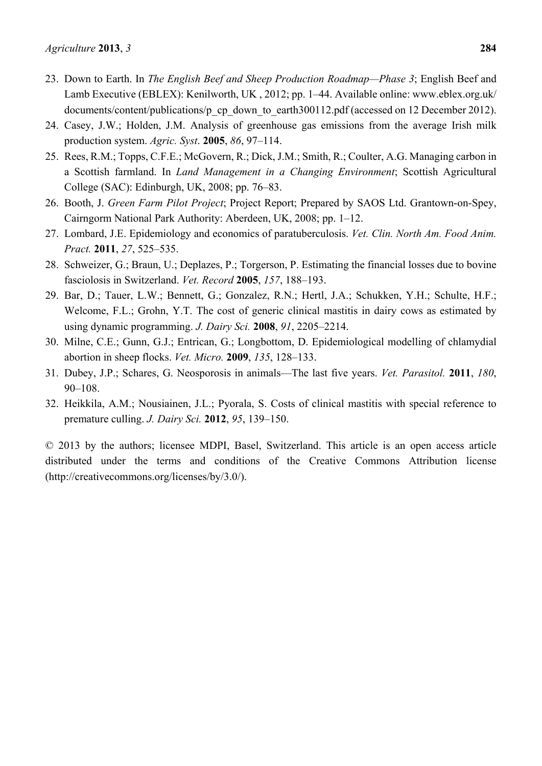23. Down to Earth. In *The English Beef and Sheep Production Roadmap—Phase 3*; English Beef and Lamb Executive (EBLEX): Kenilworth, UK , 2012; pp. 1–44. Available online: www.eblex.org.uk/documents/content/publications/p_cp_down_to_earth300112.pdf (accessed on 12 December 2012).
24. Casey, J.W.; Holden, J.M. Analysis of greenhouse gas emissions from the average Irish milk production system. *Agric. Syst*. **2005**, *86*, 97–114.
25. Rees, R.M.; Topps, C.F.E.; McGovern, R.; Dick, J.M.; Smith, R.; Coulter, A.G. Managing carbon in a Scottish farmland. In *Land Management in a Changing Environment*; Scottish Agricultural College (SAC): Edinburgh, UK, 2008; pp. 76–83.
26. Booth, J. *Green Farm Pilot Project*; Project Report; Prepared by SAOS Ltd. Grantown-on-Spey, Cairngorm National Park Authority: Aberdeen, UK, 2008; pp. 1–12.
27. Lombard, J.E. Epidemiology and economics of paratuberculosis. *Vet. Clin. North Am. Food Anim. Pract.* **2011**, *27*, 525–535.
28. Schweizer, G.; Braun, U.; Deplazes, P.; Torgerson, P. Estimating the financial losses due to bovine fasciolosis in Switzerland. *Vet. Record* **2005**, *157*, 188–193.
29. Bar, D.; Tauer, L.W.; Bennett, G.; Gonzalez, R.N.; Hertl, J.A.; Schukken, Y.H.; Schulte, H.F.; Welcome, F.L.; Grohn, Y.T. The cost of generic clinical mastitis in dairy cows as estimated by using dynamic programming. *J. Dairy Sci.* **2008**, *91*, 2205–2214.
30. Milne, C.E.; Gunn, G.J.; Entrican, G.; Longbottom, D. Epidemiological modelling of chlamydial abortion in sheep flocks. *Vet. Micro.* **2009**, *135*, 128–133.
31. Dubey, J.P.; Schares, G. Neosporosis in animals—The last five years. *Vet. Parasitol.* **2011**, *180*, 90–108.
32. Heikkila, A.M.; Nousiainen, J.L.; Pyorala, S. Costs of clinical mastitis with special reference to premature culling. *J. Dairy Sci.* **2012**, *95*, 139–150.

© 2013 by the authors; licensee MDPI, Basel, Switzerland. This article is an open access article distributed under the terms and conditions of the Creative Commons Attribution license (http://creativecommons.org/licenses/by/3.0/).